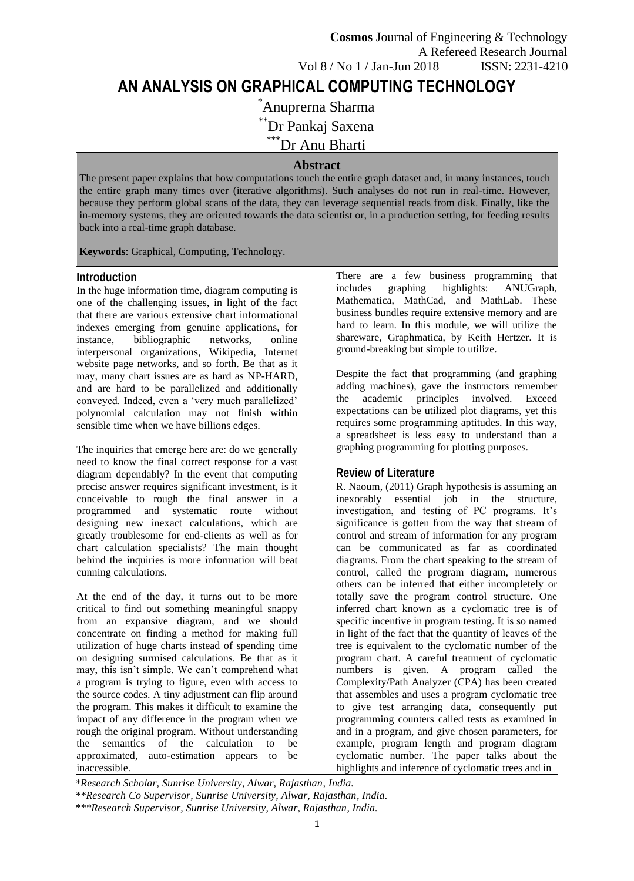# AN ANALYSIS ON GRAPHICAL COMPUTING TECHNOLOGY

[*]Anuprerna Sharma

[**]Dr Pankaj Saxena

[***]Dr Anu Bharti

## Abstract

The present paper explains that how computations touch the entire graph dataset and, in many instances, touch the entire graph many times over (iterative algorithms). Such analyses do not run in real-time. However, because they perform global scans of the data, they can leverage sequential reads from disk. Finally, like the in-memory systems, they are oriented towards the data scientist or, in a production setting, for feeding results back into a real-time graph database.

**Keywords**: Graphical, Computing, Technology.

## Introduction

In the huge information time, diagram computing is one of the challenging issues, in light of the fact that there are various extensive chart informational indexes emerging from genuine applications, for instance, bibliographic networks, online interpersonal organizations, Wikipedia, Internet website page networks, and so forth. Be that as it may, many chart issues are as hard as NP-HARD, and are hard to be parallelized and additionally conveyed. Indeed, even a 'very much parallelized' polynomial calculation may not finish within sensible time when we have billions edges.

The inquiries that emerge here are: do we generally need to know the final correct response for a vast diagram dependably? In the event that computing precise answer requires significant investment, is it conceivable to rough the final answer in a programmed and systematic route without designing new inexact calculations, which are greatly troublesome for end-clients as well as for chart calculation specialists? The main thought behind the inquiries is more information will beat cunning calculations.

At the end of the day, it turns out to be more critical to find out something meaningful snappy from an expansive diagram, and we should concentrate on finding a method for making full utilization of huge charts instead of spending time on designing surmised calculations. Be that as it may, this isn't simple. We can't comprehend what a program is trying to figure, even with access to the source codes. A tiny adjustment can flip around the program. This makes it difficult to examine the impact of any difference in the program when we rough the original program. Without understanding the semantics of the calculation to be approximated, auto-estimation appears to be inaccessible.

There are a few business programming that includes graphing highlights: ANUGraph, Mathematica, MathCad, and MathLab. These business bundles require extensive memory and are hard to learn. In this module, we will utilize the shareware, Graphmatica, by Keith Hertzer. It is ground-breaking but simple to utilize.

Despite the fact that programming (and graphing adding machines), gave the instructors remember the academic principles involved. Exceed expectations can be utilized plot diagrams, yet this requires some programming aptitudes. In this way, a spreadsheet is less easy to understand than a graphing programming for plotting purposes.

## Review of Literature

R. Naoum, (2011) Graph hypothesis is assuming an inexorably essential job in the structure, investigation, and testing of PC programs. It's significance is gotten from the way that stream of control and stream of information for any program can be communicated as far as coordinated diagrams. From the chart speaking to the stream of control, called the program diagram, numerous others can be inferred that either incompletely or totally save the program control structure. One inferred chart known as a cyclomatic tree is of specific incentive in program testing. It is so named in light of the fact that the quantity of leaves of the tree is equivalent to the cyclomatic number of the program chart. A careful treatment of cyclomatic numbers is given. A program called the Complexity/Path Analyzer (CPA) has been created that assembles and uses a program cyclomatic tree to give test arranging data, consequently put programming counters called tests as examined in and in a program, and give chosen parameters, for example, program length and program diagram cyclomatic number. The paper talks about the highlights and inference of cyclomatic trees and in

*Research Scholar, Sunrise University, Alwar, Rajasthan, India.*

*Research Co Supervisor, Sunrise University, Alwar, Rajasthan, India.*

*Research Supervisor, Sunrise University, Alwar, Rajasthan, India.*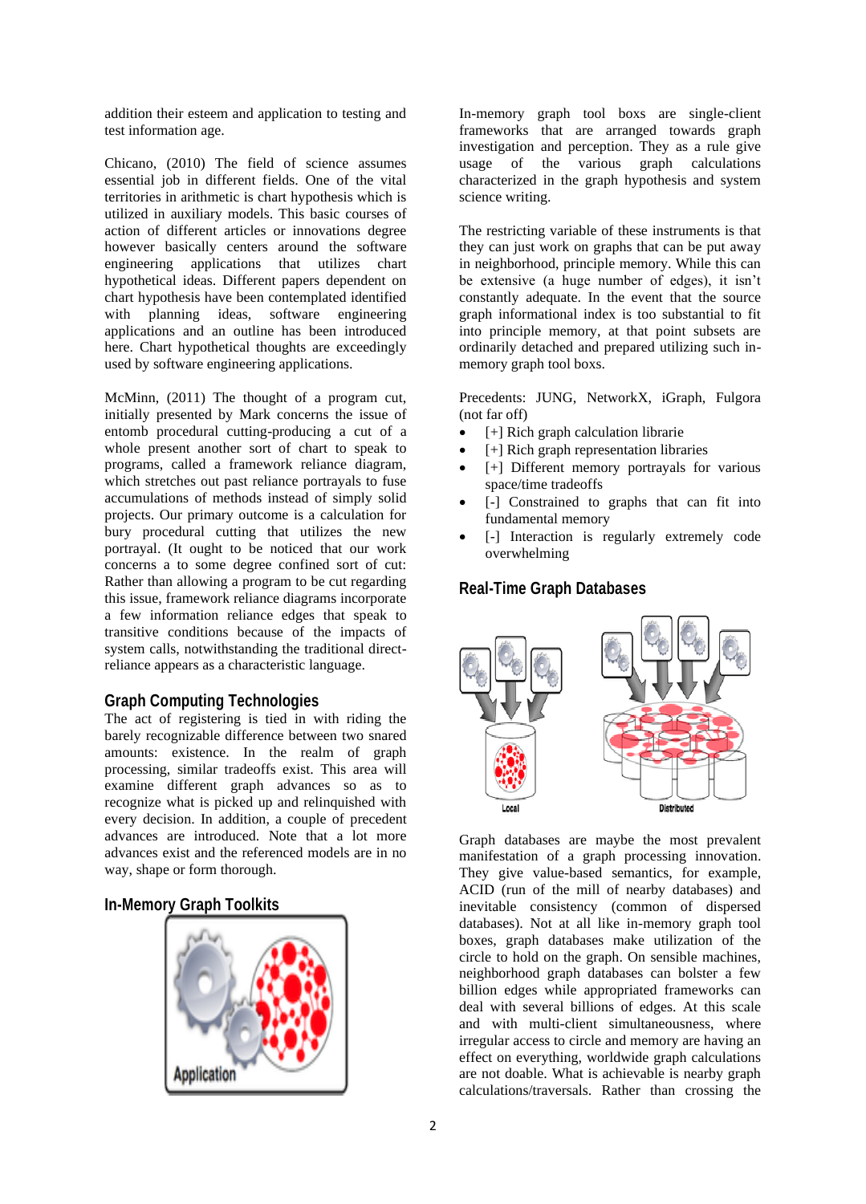addition their esteem and application to testing and test information age.

Chicano, (2010) The field of science assumes essential job in different fields. One of the vital territories in arithmetic is chart hypothesis which is utilized in auxiliary models. This basic courses of action of different articles or innovations degree however basically centers around the software engineering applications that utilizes chart hypothetical ideas. Different papers dependent on chart hypothesis have been contemplated identified with planning ideas, software engineering applications and an outline has been introduced here. Chart hypothetical thoughts are exceedingly used by software engineering applications.

McMinn, (2011) The thought of a program cut, initially presented by Mark concerns the issue of entomb procedural cutting-producing a cut of a whole present another sort of chart to speak to programs, called a framework reliance diagram, which stretches out past reliance portrayals to fuse accumulations of methods instead of simply solid projects. Our primary outcome is a calculation for bury procedural cutting that utilizes the new portrayal. (It ought to be noticed that our work concerns a to some degree confined sort of cut: Rather than allowing a program to be cut regarding this issue, framework reliance diagrams incorporate a few information reliance edges that speak to transitive conditions because of the impacts of system calls, notwithstanding the traditional direct-reliance appears as a characteristic language.

## Graph Computing Technologies

The act of registering is tied in with riding the barely recognizable difference between two snared amounts: existence. In the realm of graph processing, similar tradeoffs exist. This area will examine different graph advances so as to recognize what is picked up and relinquished with every decision. In addition, a couple of precedent advances are introduced. Note that a lot more advances exist and the referenced models are in no way, shape or form thorough.

## In-Memory Graph Toolkits

In-memory graph tool boxs are single-client frameworks that are arranged towards graph investigation and perception. They as a rule give usage of the various graph calculations characterized in the graph hypothesis and system science writing.

The restricting variable of these instruments is that they can just work on graphs that can be put away in neighborhood, principle memory. While this can be extensive (a huge number of edges), it isn't constantly adequate. In the event that the source graph informational index is too substantial to fit into principle memory, at that point subsets are ordinarily detached and prepared utilizing such in-memory graph tool boxs.

Precedents: JUNG, NetworkX, iGraph, Fulgora (not far off)

- [+] Rich graph calculation librarie
- [+] Rich graph representation libraries
- [+] Different memory portrayals for various space/time tradeoffs
- [-] Constrained to graphs that can fit into fundamental memory
- [-] Interaction is regularly extremely code overwhelming

## Real-Time Graph Databases

Graph databases are maybe the most prevalent manifestation of a graph processing innovation. They give value-based semantics, for example, ACID (run of the mill of nearby databases) and inevitable consistency (common of dispersed databases). Not at all like in-memory graph tool boxes, graph databases make utilization of the circle to hold on the graph. On sensible machines, neighborhood graph databases can bolster a few billion edges while appropriated frameworks can deal with several billions of edges. At this scale and with multi-client simultaneousness, where irregular access to circle and memory are having an effect on everything, worldwide graph calculations are not doable. What is achievable is nearby graph calculations/traversals. Rather than crossing the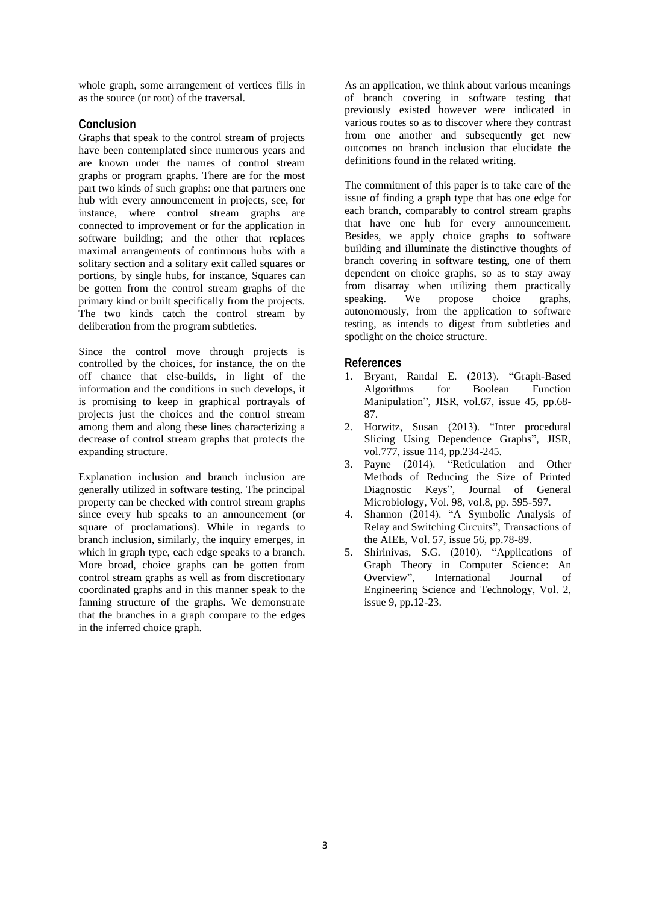whole graph, some arrangement of vertices fills in as the source (or root) of the traversal.

## Conclusion

Graphs that speak to the control stream of projects have been contemplated since numerous years and are known under the names of control stream graphs or program graphs. There are for the most part two kinds of such graphs: one that partners one hub with every announcement in projects, see, for instance, where control stream graphs are connected to improvement or for the application in software building; and the other that replaces maximal arrangements of continuous hubs with a solitary section and a solitary exit called squares or portions, by single hubs, for instance, Squares can be gotten from the control stream graphs of the primary kind or built specifically from the projects. The two kinds catch the control stream by deliberation from the program subtleties.

Since the control move through projects is controlled by the choices, for instance, the on the off chance that else-builds, in light of the information and the conditions in such develops, it is promising to keep in graphical portrayals of projects just the choices and the control stream among them and along these lines characterizing a decrease of control stream graphs that protects the expanding structure.

Explanation inclusion and branch inclusion are generally utilized in software testing. The principal property can be checked with control stream graphs since every hub speaks to an announcement (or square of proclamations). While in regards to branch inclusion, similarly, the inquiry emerges, in which in graph type, each edge speaks to a branch. More broad, choice graphs can be gotten from control stream graphs as well as from discretionary coordinated graphs and in this manner speak to the fanning structure of the graphs. We demonstrate that the branches in a graph compare to the edges in the inferred choice graph.

As an application, we think about various meanings of branch covering in software testing that previously existed however were indicated in various routes so as to discover where they contrast from one another and subsequently get new outcomes on branch inclusion that elucidate the definitions found in the related writing.

The commitment of this paper is to take care of the issue of finding a graph type that has one edge for each branch, comparably to control stream graphs that have one hub for every announcement. Besides, we apply choice graphs to software building and illuminate the distinctive thoughts of branch covering in software testing, one of them dependent on choice graphs, so as to stay away from disarray when utilizing them practically speaking. We propose choice graphs, autonomously, from the application to software testing, as intends to digest from subtleties and spotlight on the choice structure.

## References

1. Bryant, Randal E. (2013). "Graph-Based Algorithms for Boolean Function Manipulation", JISR, vol.67, issue 45, pp.68-87.
2. Horwitz, Susan (2013). "Inter procedural Slicing Using Dependence Graphs", JISR, vol.777, issue 114, pp.234-245.
3. Payne (2014). "Reticulation and Other Methods of Reducing the Size of Printed Diagnostic Keys", Journal of General Microbiology, Vol. 98, vol.8, pp. 595-597.
4. Shannon (2014). "A Symbolic Analysis of Relay and Switching Circuits", Transactions of the AIEE, Vol. 57, issue 56, pp.78-89.
5. Shirinivas, S.G. (2010). "Applications of Graph Theory in Computer Science: An Overview", International Journal of Engineering Science and Technology, Vol. 2, issue 9, pp.12-23.